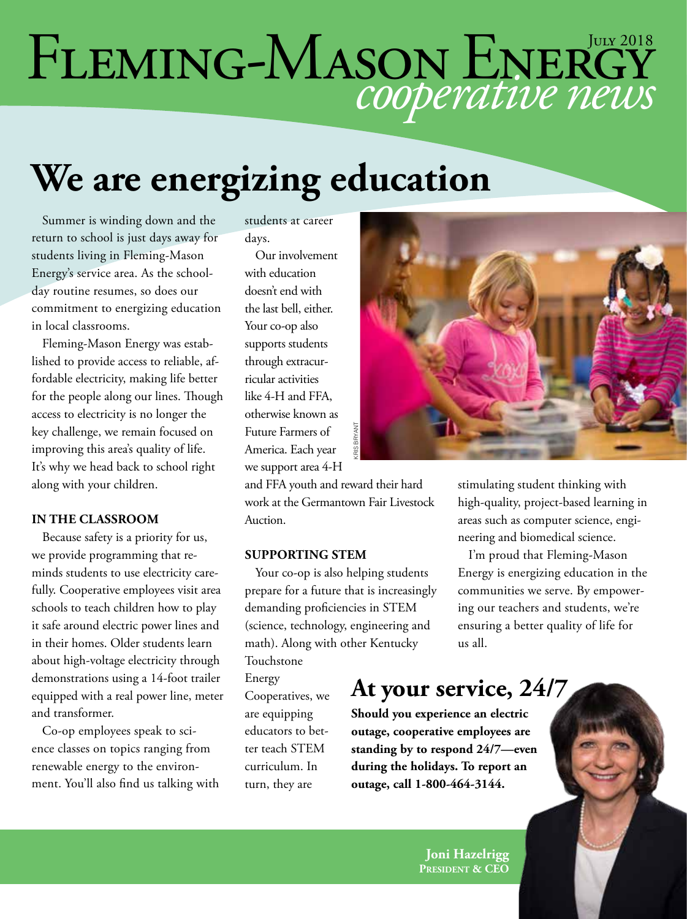# Fleming-Mason Energy *cooperative news*

July 2018

# We are energizing education

Summer is winding down and the return to school is just days away for students living in Fleming-Mason Energy's service area. As the school-day routine resumes, so does our commitment to energizing education in local classrooms.

Fleming-Mason Energy was established to provide access to reliable, affordable electricity, making life better for the people along our lines. Though access to electricity is no longer the key challenge, we remain focused on improving this area's quality of life. It's why we head back to school right along with your children.

### IN THE CLASSROOM

Because safety is a priority for us, we provide programming that reminds students to use electricity carefully. Cooperative employees visit area schools to teach children how to play it safe around electric power lines and in their homes. Older students learn about high-voltage electricity through demonstrations using a 14-foot trailer equipped with a real power line, meter and transformer.

Co-op employees speak to science classes on topics ranging from renewable energy to the environment. You'll also find us talking with students at career days.

Our involvement with education doesn't end with the last bell, either. Your co-op also supports students through extracurricular activities like 4-H and FFA, otherwise known as Future Farmers of America. Each year we support area 4-H and FFA youth and reward their hard work at the Germantown Fair Livestock Auction.

### SUPPORTING STEM

Your co-op is also helping students prepare for a future that is increasingly demanding proficiencies in STEM (science, technology, engineering and math). Along with other Kentucky Touchstone Energy Cooperatives, we are equipping educators to better teach STEM curriculum. In turn, they are stimulating student thinking with high-quality, project-based learning in areas such as computer science, engineering and biomedical science.

I'm proud that Fleming-Mason Energy is energizing education in the communities we serve. By empowering our teachers and students, we're ensuring a better quality of life for us all.

KRIS BRYANT

## At your service, 24/7

**Should you experience an electric outage, cooperative employees are standing by to respond 24/7—even during the holidays. To report an outage, call 1-800-464-3144.**

**Joni Hazelrigg**
**President & CEO**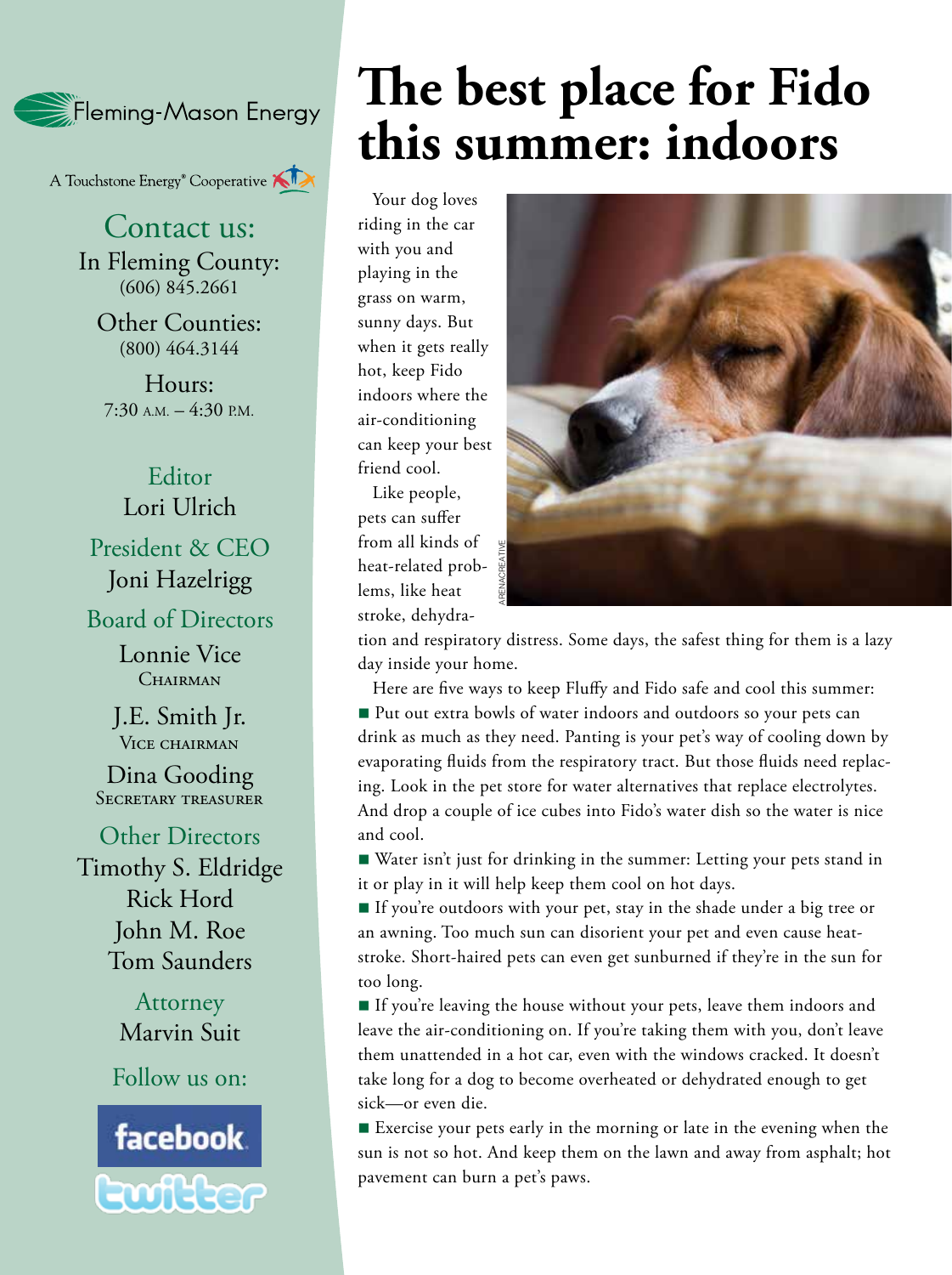Fleming-Mason Energy

A Touchstone Energy® Cooperative

## Contact us:

In Fleming County:
(606) 845.2661

Other Counties:
(800) 464.3144

Hours:
7:30 A.M. – 4:30 P.M.

**Editor**
Lori Ulrich

**President & CEO**
Joni Hazelrigg

**Board of Directors**

Lonnie Vice
Chairman

J.E. Smith Jr.
Vice chairman

Dina Gooding
Secretary treasurer

**Other Directors**
Timothy S. Eldridge
Rick Hord
John M. Roe
Tom Saunders

**Attorney**
Marvin Suit

Follow us on:
facebook
twitter

# The best place for Fido this summer: indoors

Your dog loves riding in the car with you and playing in the grass on warm, sunny days. But when it gets really hot, keep Fido indoors where the air-conditioning can keep your best friend cool.

Like people, pets can suffer from all kinds of heat-related problems, like heat stroke, dehydration and respiratory distress. Some days, the safest thing for them is a lazy day inside your home.

ARENACREATIVE

Here are five ways to keep Fluffy and Fido safe and cool this summer:

- Put out extra bowls of water indoors and outdoors so your pets can drink as much as they need. Panting is your pet's way of cooling down by evaporating fluids from the respiratory tract. But those fluids need replacing. Look in the pet store for water alternatives that replace electrolytes. And drop a couple of ice cubes into Fido's water dish so the water is nice and cool.
- Water isn't just for drinking in the summer: Letting your pets stand in it or play in it will help keep them cool on hot days.
- If you're outdoors with your pet, stay in the shade under a big tree or an awning. Too much sun can disorient your pet and even cause heatstroke. Short-haired pets can even get sunburned if they're in the sun for too long.
- If you're leaving the house without your pets, leave them indoors and leave the air-conditioning on. If you're taking them with you, don't leave them unattended in a hot car, even with the windows cracked. It doesn't take long for a dog to become overheated or dehydrated enough to get sick—or even die.
- Exercise your pets early in the morning or late in the evening when the sun is not so hot. And keep them on the lawn and away from asphalt; hot pavement can burn a pet's paws.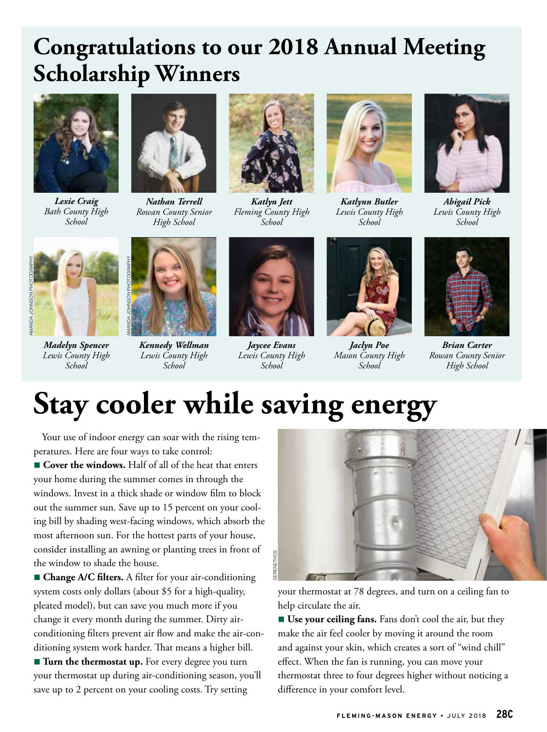# Congratulations to our 2018 Annual Meeting Scholarship Winners

***Lexie Craig***
*Bath County High School*

***Nathan Terrell***
*Rowan County Senior High School*

***Katlyn Jett***
*Fleming County High School*

***Katlynn Butler***
*Lewis County High School*

***Abigail Pick***
*Lewis County High School*

***Madelyn Spencer***
*Lewis County High School*

***Kennedy Wellman***
*Lewis County High School*

***Jaycee Evans***
*Lewis County High School*

***Jaclyn Poe***
*Mason County High School*

***Brian Carter***
*Rowan County Senior High School*

AMANDA JOHNSON PHOTOGRAPHY

# Stay cooler while saving energy

Your use of indoor energy can soar with the rising temperatures. Here are four ways to take control:

- **Cover the windows.** Half of all of the heat that enters your home during the summer comes in through the windows. Invest in a thick shade or window film to block out the summer sun. Save up to 15 percent on your cooling bill by shading west-facing windows, which absorb the most afternoon sun. For the hottest parts of your house, consider installing an awning or planting trees in front of the window to shade the house.
- **Change A/C filters.** A filter for your air-conditioning system costs only dollars (about $5 for a high-quality, pleated model), but can save you much more if you change it every month during the summer. Dirty air-conditioning filters prevent air flow and make the air-conditioning system work harder. That means a higher bill.
- **Turn the thermostat up.** For every degree you turn your thermostat up during air-conditioning season, you'll save up to 2 percent on your cooling costs. Try setting your thermostat at 78 degrees, and turn on a ceiling fan to help circulate the air.
- **Use your ceiling fans.** Fans don't cool the air, but they make the air feel cooler by moving it around the room and against your skin, which creates a sort of "wind chill" effect. When the fan is running, you can move your thermostat three to four degrees higher without noticing a difference in your comfort level.

SERENETHOS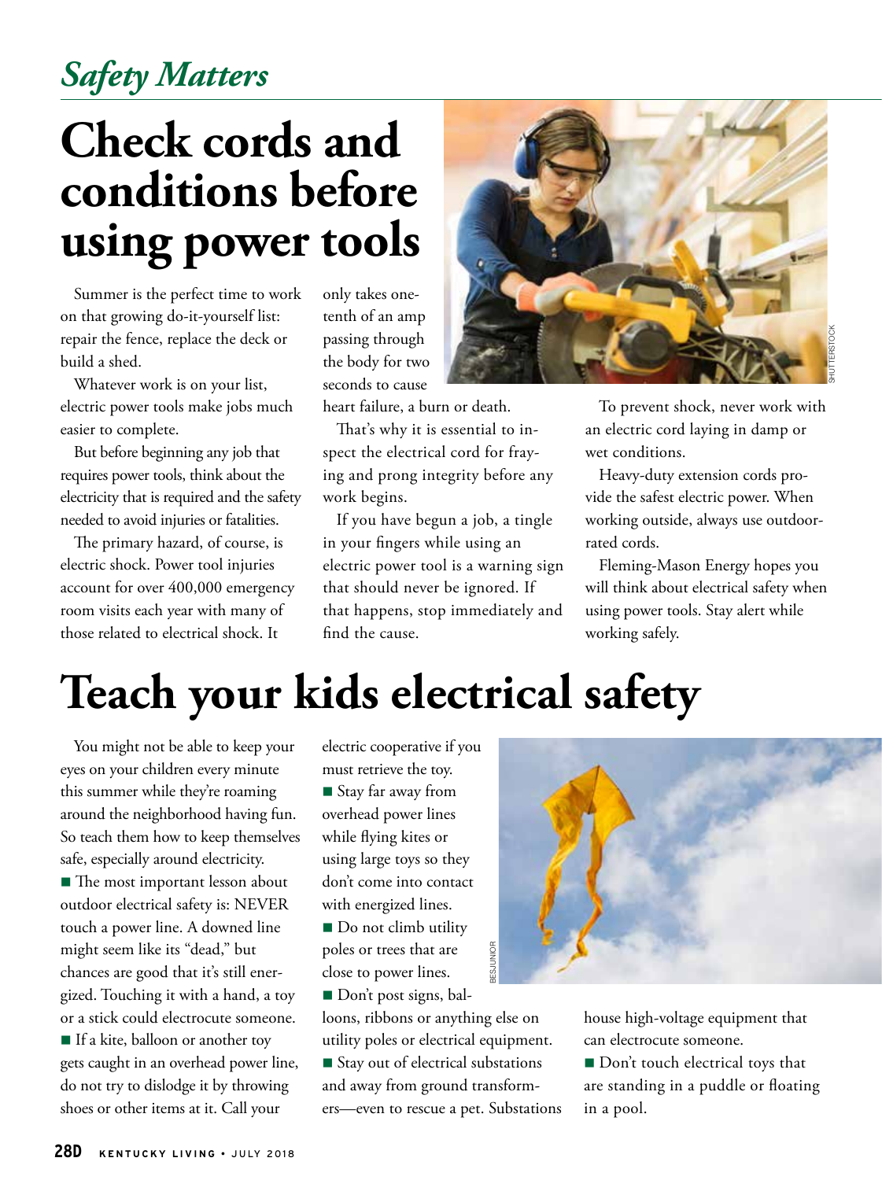*Safety Matters*

# Check cords and conditions before using power tools

Summer is the perfect time to work on that growing do-it-yourself list: repair the fence, replace the deck or build a shed.

Whatever work is on your list, electric power tools make jobs much easier to complete.

But before beginning any job that requires power tools, think about the electricity that is required and the safety needed to avoid injuries or fatalities.

The primary hazard, of course, is electric shock. Power tool injuries account for over 400,000 emergency room visits each year with many of those related to electrical shock. It only takes one-tenth of an amp passing through the body for two seconds to cause heart failure, a burn or death.

That's why it is essential to inspect the electrical cord for fraying and prong integrity before any work begins.

If you have begun a job, a tingle in your fingers while using an electric power tool is a warning sign that should never be ignored. If that happens, stop immediately and find the cause.

To prevent shock, never work with an electric cord laying in damp or wet conditions.

Heavy-duty extension cords provide the safest electric power. When working outside, always use outdoor-rated cords.

Fleming-Mason Energy hopes you will think about electrical safety when using power tools. Stay alert while working safely.

SHUTTERSTOCK

# Teach your kids electrical safety

You might not be able to keep your eyes on your children every minute this summer while they're roaming around the neighborhood having fun. So teach them how to keep themselves safe, especially around electricity.

- The most important lesson about outdoor electrical safety is: NEVER touch a power line. A downed line might seem like its "dead," but chances are good that it's still energized. Touching it with a hand, a toy or a stick could electrocute someone.
- If a kite, balloon or another toy gets caught in an overhead power line, do not try to dislodge it by throwing shoes or other items at it. Call your electric cooperative if you must retrieve the toy.
- Stay far away from overhead power lines while flying kites or using large toys so they don't come into contact with energized lines.
- Do not climb utility poles or trees that are close to power lines.
- Don't post signs, balloons, ribbons or anything else on utility poles or electrical equipment.
- Stay out of electrical substations and away from ground transformers—even to rescue a pet. Substations house high-voltage equipment that can electrocute someone.
- Don't touch electrical toys that are standing in a puddle or floating in a pool.

BESJUNIOR